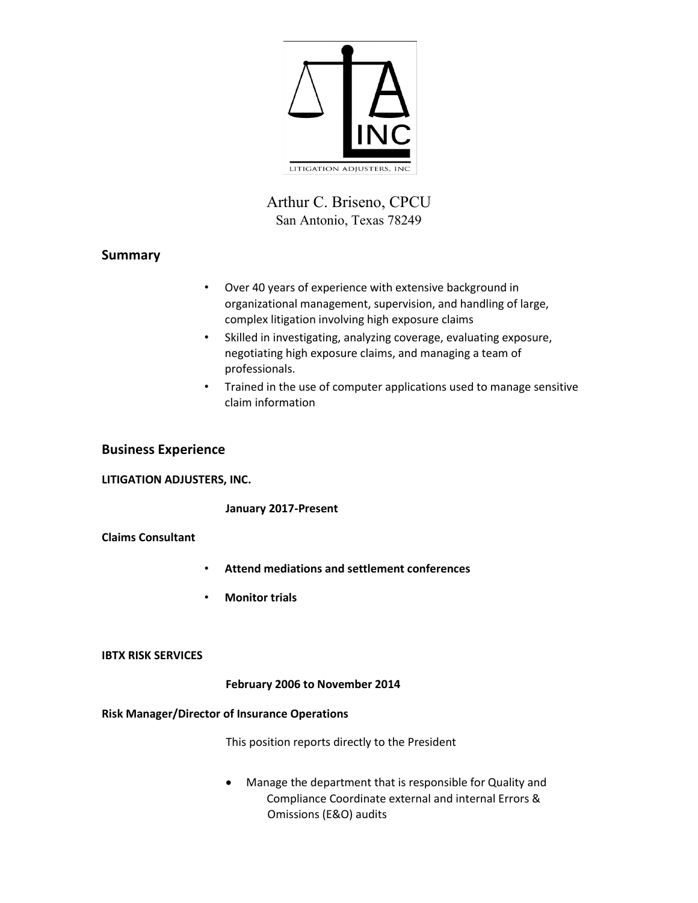Arthur C. Briseno, CPCU
San Antonio, Texas 78249

## Summary

- Over 40 years of experience with extensive background in organizational management, supervision, and handling of large, complex litigation involving high exposure claims
- Skilled in investigating, analyzing coverage, evaluating exposure, negotiating high exposure claims, and managing a team of professionals.
- Trained in the use of computer applications used to manage sensitive claim information

## Business Experience

**LITIGATION ADJUSTERS, INC.**

**January 2017-Present**

**Claims Consultant**

- **Attend mediations and settlement conferences**
- **Monitor trials**

**IBTX RISK SERVICES**

**February 2006 to November 2014**

**Risk Manager/Director of Insurance Operations**

This position reports directly to the President

- Manage the department that is responsible for Quality and Compliance Coordinate external and internal Errors & Omissions (E&O) audits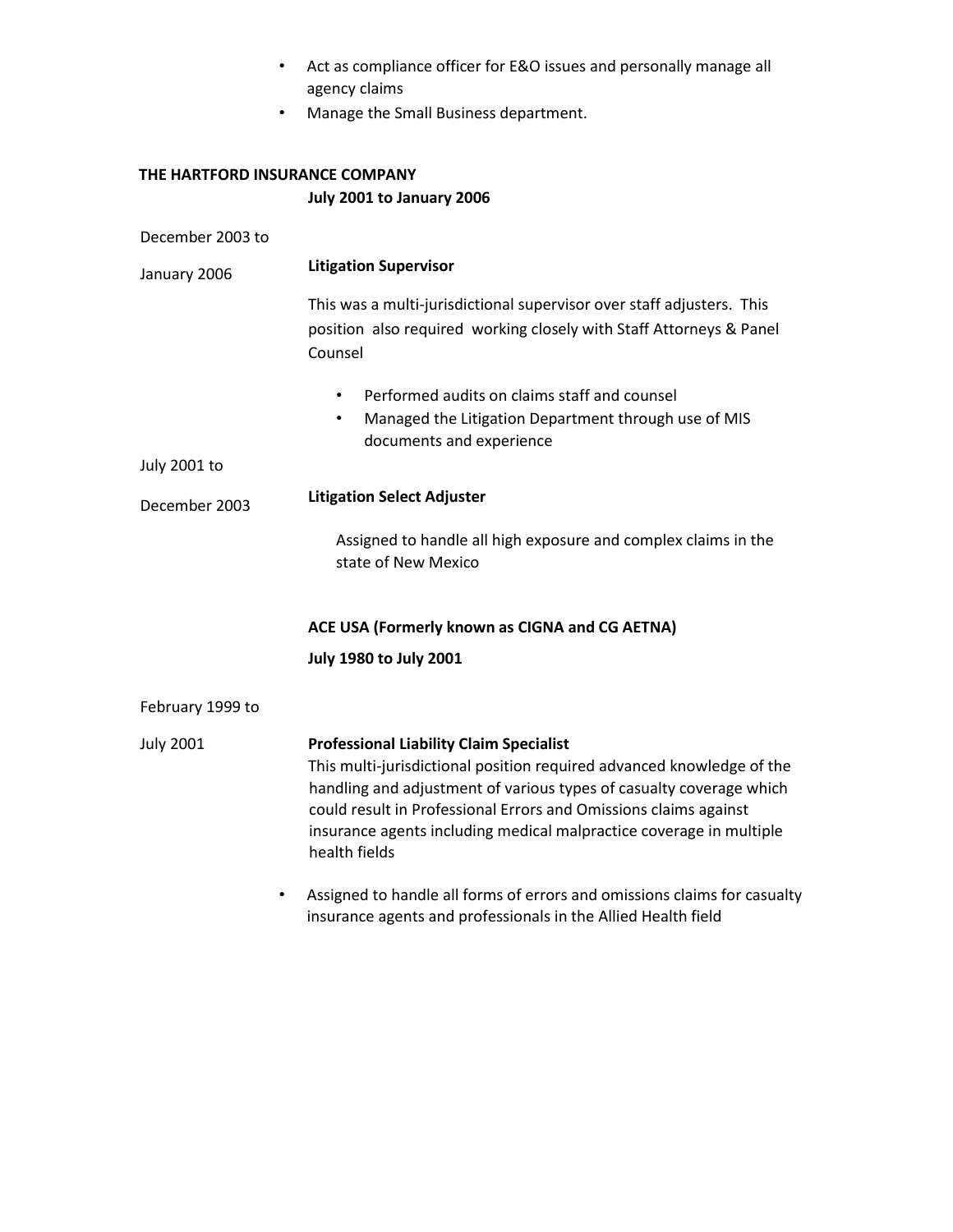- Act as compliance officer for E&O issues and personally manage all agency claims
- Manage the Small Business department.

**THE HARTFORD INSURANCE COMPANY**

**July 2001 to January 2006**

December 2003 to January 2006

**Litigation Supervisor**

This was a multi-jurisdictional supervisor over staff adjusters. This position also required working closely with Staff Attorneys & Panel Counsel

- Performed audits on claims staff and counsel
- Managed the Litigation Department through use of MIS documents and experience

July 2001 to December 2003

**Litigation Select Adjuster**

Assigned to handle all high exposure and complex claims in the state of New Mexico

**ACE USA (Formerly known as CIGNA and CG AETNA)**

**July 1980 to July 2001**

February 1999 to July 2001

**Professional Liability Claim Specialist**

This multi-jurisdictional position required advanced knowledge of the handling and adjustment of various types of casualty coverage which could result in Professional Errors and Omissions claims against insurance agents including medical malpractice coverage in multiple health fields

- Assigned to handle all forms of errors and omissions claims for casualty insurance agents and professionals in the Allied Health field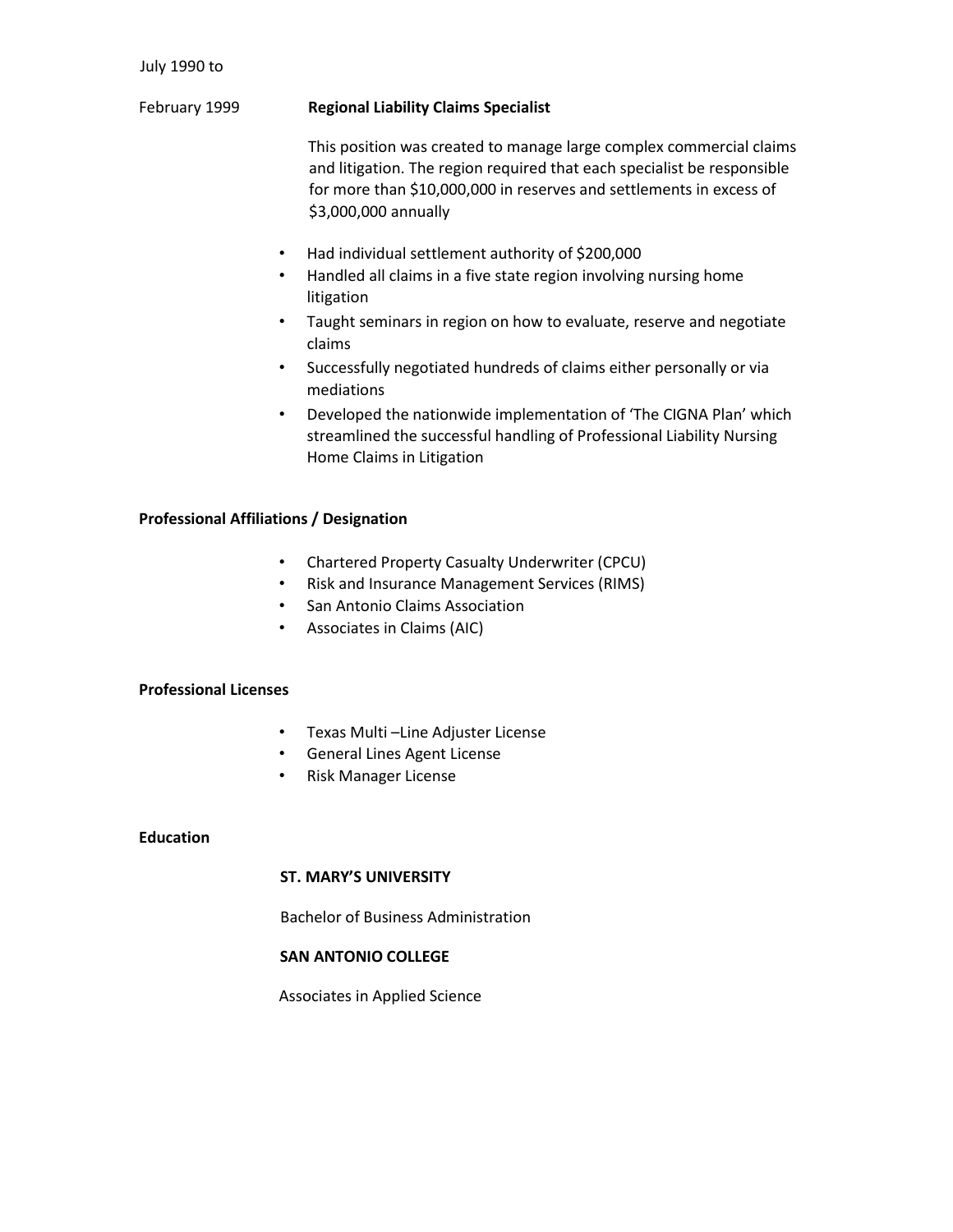July 1990 to

February 1999 **Regional Liability Claims Specialist**

This position was created to manage large complex commercial claims and litigation. The region required that each specialist be responsible for more than $10,000,000 in reserves and settlements in excess of $3,000,000 annually

- Had individual settlement authority of $200,000
- Handled all claims in a five state region involving nursing home litigation
- Taught seminars in region on how to evaluate, reserve and negotiate claims
- Successfully negotiated hundreds of claims either personally or via mediations
- Developed the nationwide implementation of 'The CIGNA Plan' which streamlined the successful handling of Professional Liability Nursing Home Claims in Litigation

**Professional Affiliations / Designation**

- Chartered Property Casualty Underwriter (CPCU)
- Risk and Insurance Management Services (RIMS)
- San Antonio Claims Association
- Associates in Claims (AIC)

**Professional Licenses**

- Texas Multi –Line Adjuster License
- General Lines Agent License
- Risk Manager License

**Education**

**ST. MARY'S UNIVERSITY**

Bachelor of Business Administration

**SAN ANTONIO COLLEGE**

Associates in Applied Science